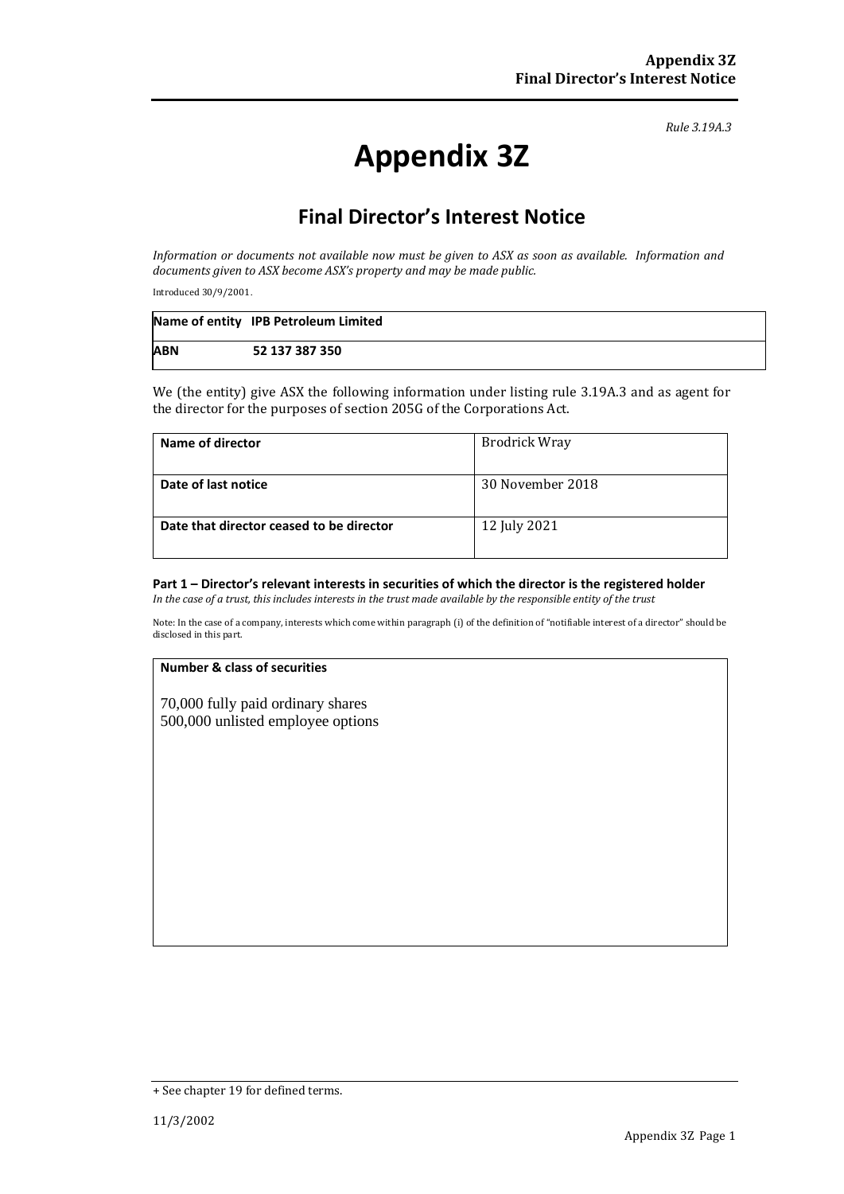*Rule 3.19A.3*

# Appendix 3Z

## Final Director's Interest Notice

*Information or documents not available now must be given to ASX as soon as available. Information and documents given to ASX become ASX's property and may be made public.*

Introduced 30/9/2001.

| **Name of entity** | **IPB Petroleum Limited** |
|---|---|
| **ABN** | **52 137 387 350** |

We (the entity) give ASX the following information under listing rule 3.19A.3 and as agent for the director for the purposes of section 205G of the Corporations Act.

| **Name of director** | Brodrick Wray |
|---|---|
| **Date of last notice** | 30 November 2018 |
| **Date that director ceased to be director** | 12 July 2021 |

### Part 1 – Director's relevant interests in securities of which the director is the registered holder

*In the case of a trust, this includes interests in the trust made available by the responsible entity of the trust*

Note: In the case of a company, interests which come within paragraph (i) of the definition of "notifiable interest of a director" should be disclosed in this part.

| **Number & class of securities** |
|---|
| 70,000 fully paid ordinary shares<br>500,000 unlisted employee options |

+ See chapter 19 for defined terms.

11/3/2002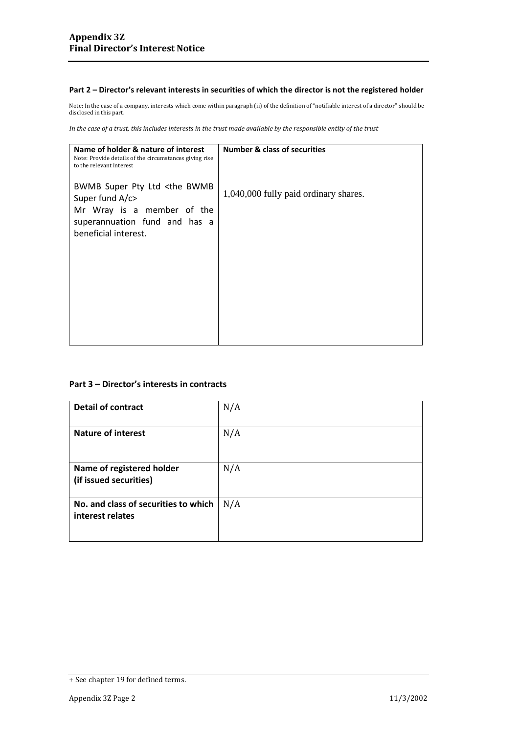## Part 2 – Director's relevant interests in securities of which the director is not the registered holder

Note: In the case of a company, interests which come within paragraph (ii) of the definition of "notifiable interest of a director" should be disclosed in this part.

*In the case of a trust, this includes interests in the trust made available by the responsible entity of the trust*

| **Name of holder & nature of interest**<br>Note: Provide details of the circumstances giving rise to the relevant interest | **Number & class of securities** |
|---|---|
| BWMB Super Pty Ltd <the BWMB Super fund A/c><br>Mr Wray is a member of the superannuation fund and has a beneficial interest. | 1,040,000 fully paid ordinary shares. |

## Part 3 – Director's interests in contracts

| | |
|---|---|
| **Detail of contract** | N/A |
| **Nature of interest** | N/A |
| **Name of registered holder (if issued securities)** | N/A |
| **No. and class of securities to which interest relates** | N/A |

+ See chapter 19 for defined terms.